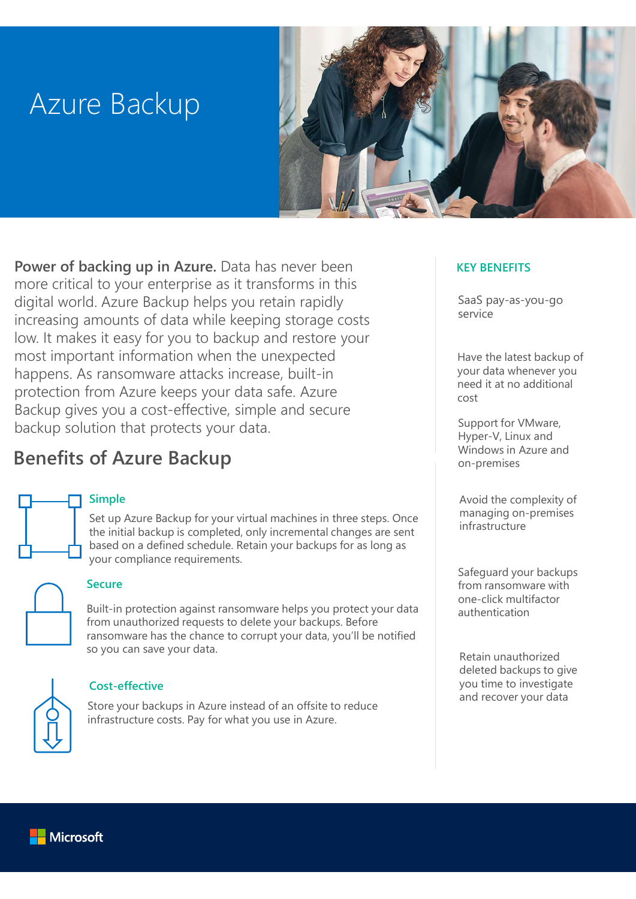# Azure Backup

**Power of backing up in Azure.** Data has never been more critical to your enterprise as it transforms in this digital world. Azure Backup helps you retain rapidly increasing amounts of data while keeping storage costs low. It makes it easy for you to backup and restore your most important information when the unexpected happens. As ransomware attacks increase, built-in protection from Azure keeps your data safe. Azure Backup gives you a cost-effective, simple and secure backup solution that protects your data.

## Benefits of Azure Backup

### Simple

Set up Azure Backup for your virtual machines in three steps. Once the initial backup is completed, only incremental changes are sent based on a defined schedule. Retain your backups for as long as your compliance requirements.

### Secure

Built-in protection against ransomware helps you protect your data from unauthorized requests to delete your backups. Before ransomware has the chance to corrupt your data, you'll be notified so you can save your data.

### Cost-effective

Store your backups in Azure instead of an offsite to reduce infrastructure costs. Pay for what you use in Azure.

### KEY BENEFITS

SaaS pay-as-you-go service

Have the latest backup of your data whenever you need it at no additional cost

Support for VMware, Hyper-V, Linux and Windows in Azure and on-premises

Avoid the complexity of managing on-premises infrastructure

Safeguard your backups from ransomware with one-click multifactor authentication

Retain unauthorized deleted backups to give you time to investigate and recover your data

Microsoft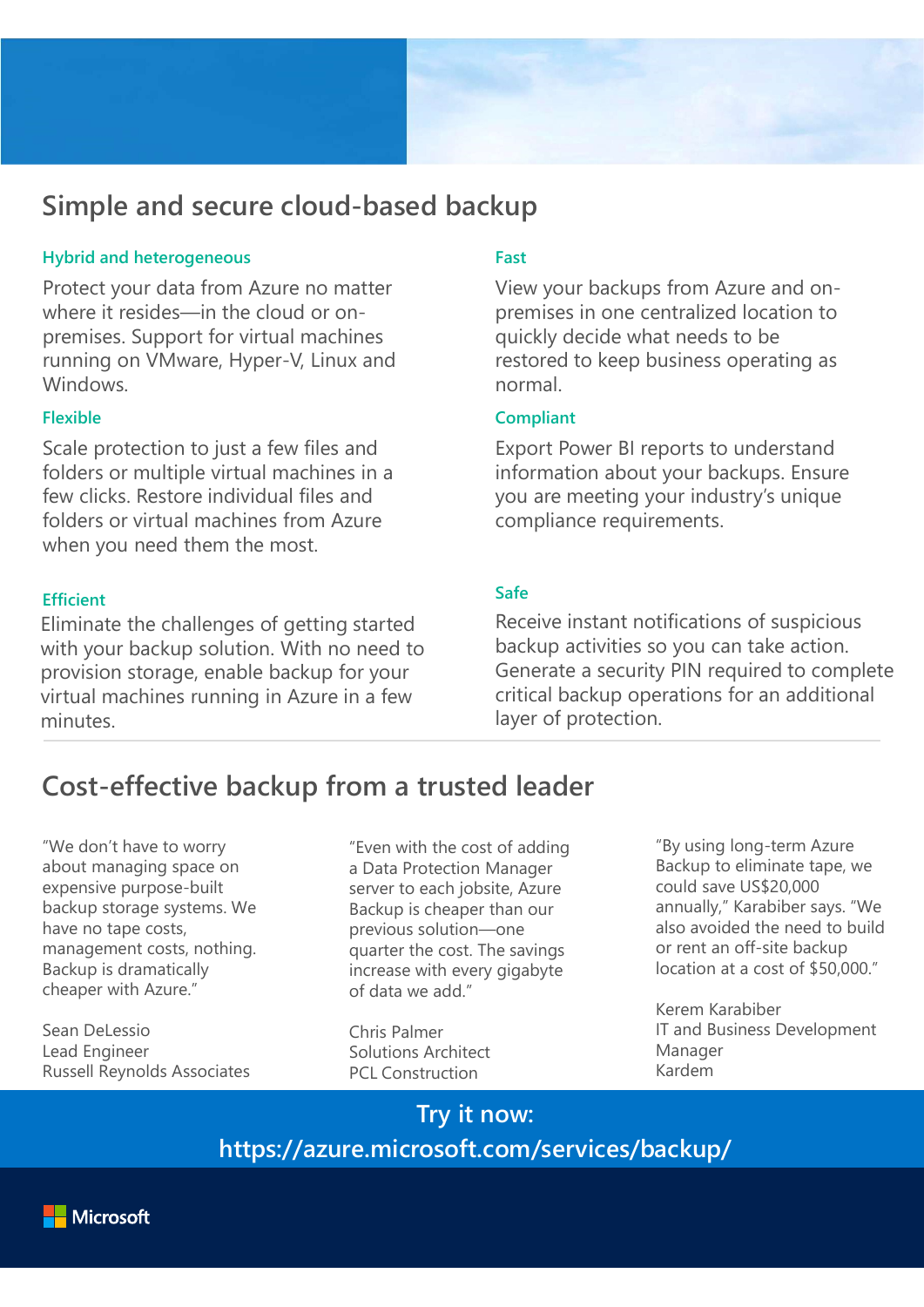## Simple and secure cloud-based backup

### Hybrid and heterogeneous

Protect your data from Azure no matter where it resides—in the cloud or on-premises. Support for virtual machines running on VMware, Hyper-V, Linux and Windows.

### Flexible

Scale protection to just a few files and folders or multiple virtual machines in a few clicks. Restore individual files and folders or virtual machines from Azure when you need them the most.

### Efficient

Eliminate the challenges of getting started with your backup solution. With no need to provision storage, enable backup for your virtual machines running in Azure in a few minutes.

### Fast

View your backups from Azure and on-premises in one centralized location to quickly decide what needs to be restored to keep business operating as normal.

### Compliant

Export Power BI reports to understand information about your backups. Ensure you are meeting your industry's unique compliance requirements.

### Safe

Receive instant notifications of suspicious backup activities so you can take action. Generate a security PIN required to complete critical backup operations for an additional layer of protection.

## Cost-effective backup from a trusted leader

"We don't have to worry about managing space on expensive purpose-built backup storage systems. We have no tape costs, management costs, nothing. Backup is dramatically cheaper with Azure."

Sean DeLessio
Lead Engineer
Russell Reynolds Associates

"Even with the cost of adding a Data Protection Manager server to each jobsite, Azure Backup is cheaper than our previous solution—one quarter the cost. The savings increase with every gigabyte of data we add."

Chris Palmer
Solutions Architect
PCL Construction

"By using long-term Azure Backup to eliminate tape, we could save US$20,000 annually," Karabiber says. "We also avoided the need to build or rent an off-site backup location at a cost of $50,000."

Kerem Karabiber
IT and Business Development Manager
Kardem

**Try it now:**
**https://azure.microsoft.com/services/backup/**

Microsoft